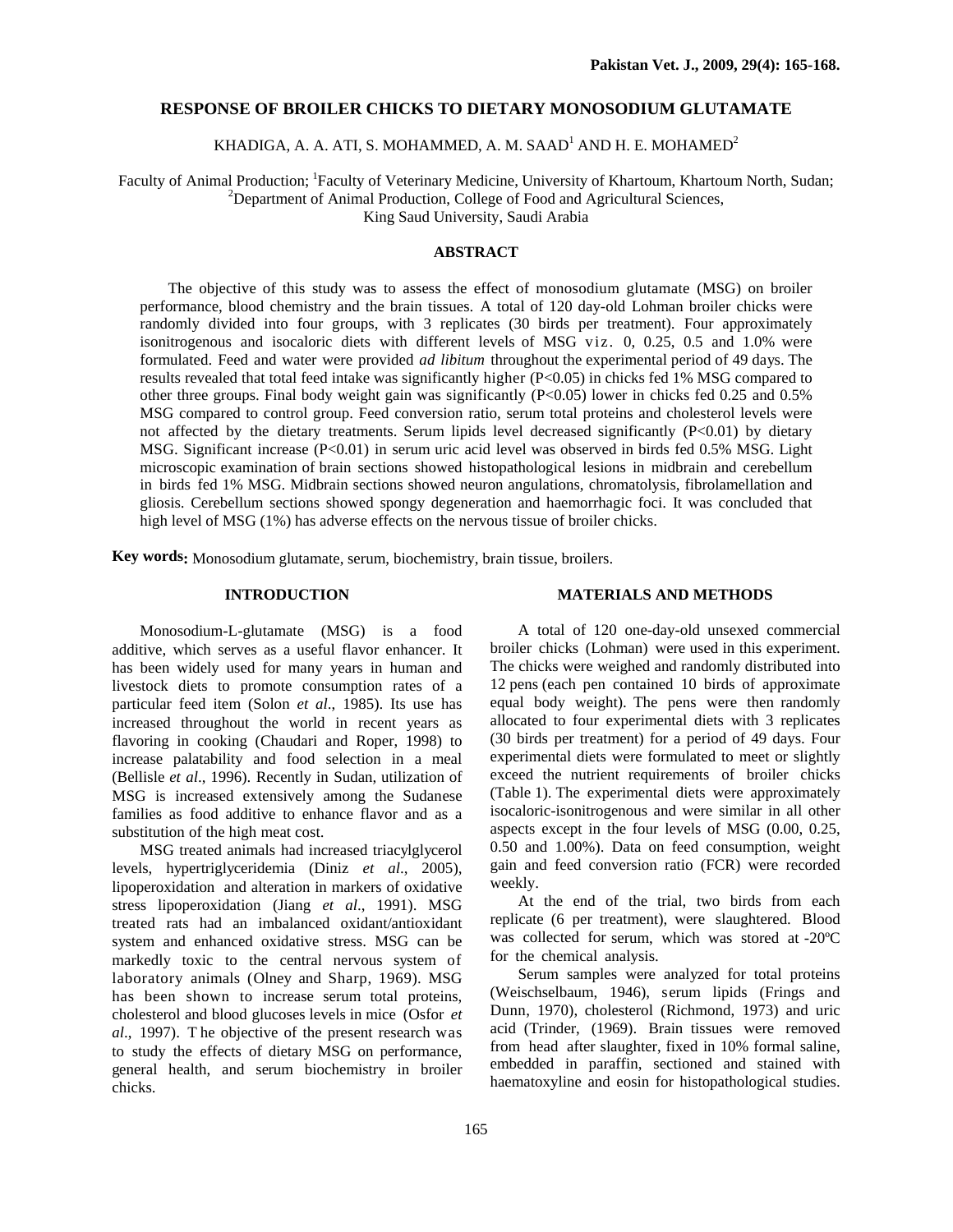# RESPONSE OF BROILER CHICKS TO DIETARY MONOSODIUM GLUTAMATE

KHADIGA, A. A. ATI, S. MOHAMMED, A. M. SAAD[1] AND H. E. MOHAMED[2]

Faculty of Animal Production; [1]Faculty of Veterinary Medicine, University of Khartoum, Khartoum North, Sudan;
[2]Department of Animal Production, College of Food and Agricultural Sciences,
King Saud University, Saudi Arabia

## ABSTRACT

The objective of this study was to assess the effect of monosodium glutamate (MSG) on broiler performance, blood chemistry and the brain tissues. A total of 120 day-old Lohman broiler chicks were randomly divided into four groups, with 3 replicates (30 birds per treatment). Four approximately isonitrogenous and isocaloric diets with different levels of MSG viz. 0, 0.25, 0.5 and 1.0% were formulated. Feed and water were provided *ad libitum* throughout the experimental period of 49 days. The results revealed that total feed intake was significantly higher ($P<0.05$) in chicks fed 1% MSG compared to other three groups. Final body weight gain was significantly ($P<0.05$) lower in chicks fed 0.25 and 0.5% MSG compared to control group. Feed conversion ratio, serum total proteins and cholesterol levels were not affected by the dietary treatments. Serum lipids level decreased significantly ($P<0.01$) by dietary MSG. Significant increase ($P<0.01$) in serum uric acid level was observed in birds fed 0.5% MSG. Light microscopic examination of brain sections showed histopathological lesions in midbrain and cerebellum in birds fed 1% MSG. Midbrain sections showed neuron angulations, chromatolysis, fibrolamellation and gliosis. Cerebellum sections showed spongy degeneration and haemorrhagic foci. It was concluded that high level of MSG (1%) has adverse effects on the nervous tissue of broiler chicks.

**Key words:** Monosodium glutamate, serum, biochemistry, brain tissue, broilers.

## INTRODUCTION

Monosodium-L-glutamate (MSG) is a food additive, which serves as a useful flavor enhancer. It has been widely used for many years in human and livestock diets to promote consumption rates of a particular feed item (Solon *et al*., 1985). Its use has increased throughout the world in recent years as flavoring in cooking (Chaudari and Roper, 1998) to increase palatability and food selection in a meal (Bellisle *et al*., 1996). Recently in Sudan, utilization of MSG is increased extensively among the Sudanese families as food additive to enhance flavor and as a substitution of the high meat cost.

MSG treated animals had increased triacylglycerol levels, hypertriglyceridemia (Diniz *et al*., 2005), lipoperoxidation and alteration in markers of oxidative stress lipoperoxidation (Jiang *et al*., 1991). MSG treated rats had an imbalanced oxidant/antioxidant system and enhanced oxidative stress. MSG can be markedly toxic to the central nervous system of laboratory animals (Olney and Sharp, 1969). MSG has been shown to increase serum total proteins, cholesterol and blood glucoses levels in mice (Osfor *et al*., 1997). The objective of the present research was to study the effects of dietary MSG on performance, general health, and serum biochemistry in broiler chicks.

## MATERIALS AND METHODS

A total of 120 one-day-old unsexed commercial broiler chicks (Lohman) were used in this experiment. The chicks were weighed and randomly distributed into 12 pens (each pen contained 10 birds of approximate equal body weight). The pens were then randomly allocated to four experimental diets with 3 replicates (30 birds per treatment) for a period of 49 days. Four experimental diets were formulated to meet or slightly exceed the nutrient requirements of broiler chicks (Table 1). The experimental diets were approximately isocaloric-isonitrogenous and were similar in all other aspects except in the four levels of MSG (0.00, 0.25, 0.50 and 1.00%). Data on feed consumption, weight gain and feed conversion ratio (FCR) were recorded weekly.

At the end of the trial, two birds from each replicate (6 per treatment), were slaughtered. Blood was collected for serum, which was stored at -20ºC for the chemical analysis.

Serum samples were analyzed for total proteins (Weischselbaum, 1946), serum lipids (Frings and Dunn, 1970), cholesterol (Richmond, 1973) and uric acid (Trinder, (1969). Brain tissues were removed from head after slaughter, fixed in 10% formal saline, embedded in paraffin, sectioned and stained with haematoxyline and eosin for histopathological studies.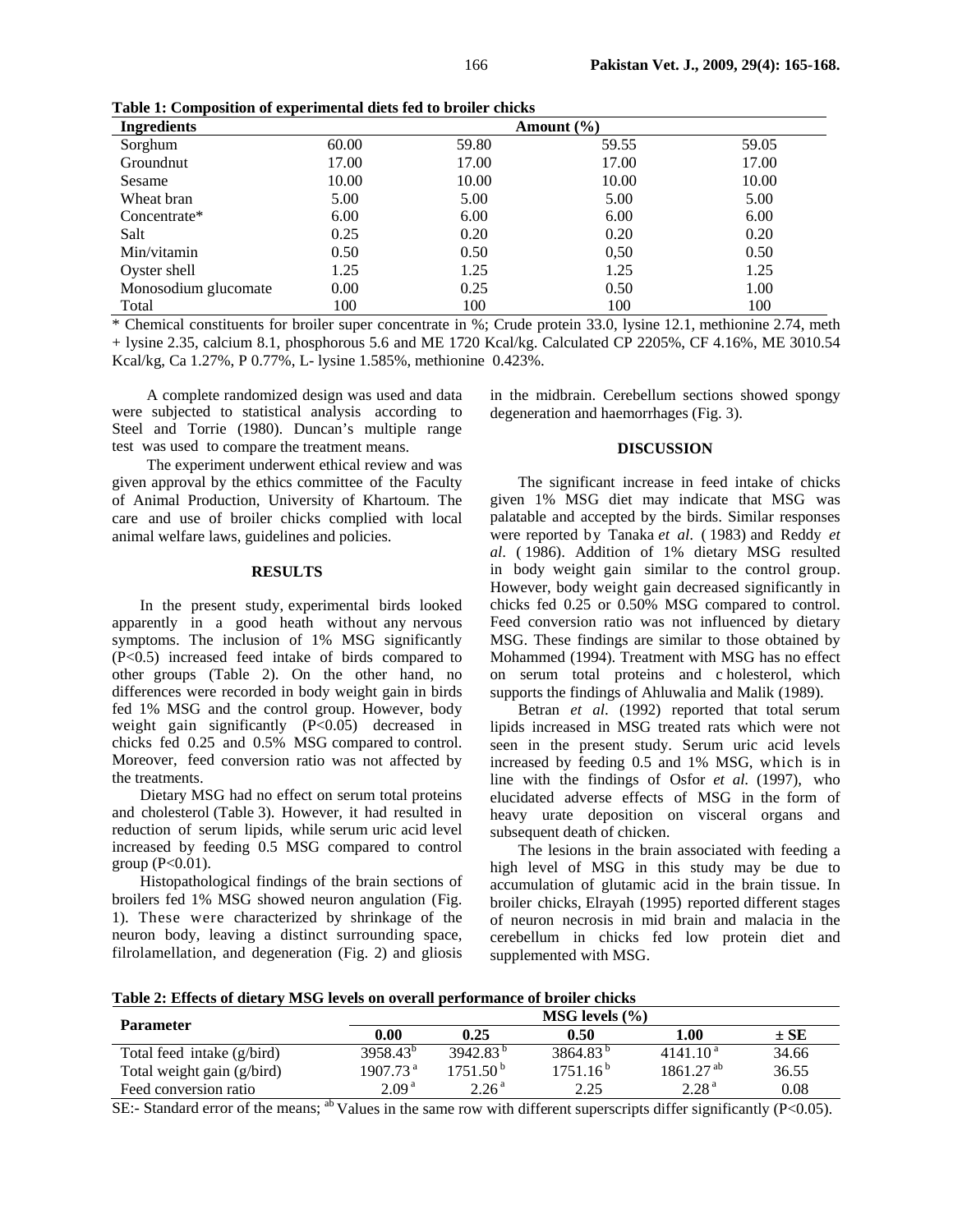**Table 1: Composition of experimental diets fed to broiler chicks**

| Ingredients | Amount (%) | | | |
|---|---|---|---|---|
| Sorghum | 60.00 | 59.80 | 59.55 | 59.05 |
| Groundnut | 17.00 | 17.00 | 17.00 | 17.00 |
| Sesame | 10.00 | 10.00 | 10.00 | 10.00 |
| Wheat bran | 5.00 | 5.00 | 5.00 | 5.00 |
| Concentrate* | 6.00 | 6.00 | 6.00 | 6.00 |
| Salt | 0.25 | 0.20 | 0.20 | 0.20 |
| Min/vitamin | 0.50 | 0.50 | 0,50 | 0.50 |
| Oyster shell | 1.25 | 1.25 | 1.25 | 1.25 |
| Monosodium glucomate | 0.00 | 0.25 | 0.50 | 1.00 |
| Total | 100 | 100 | 100 | 100 |

\* Chemical constituents for broiler super concentrate in %; Crude protein 33.0, lysine 12.1, methionine 2.74, meth + lysine 2.35, calcium 8.1, phosphorous 5.6 and ME 1720 Kcal/kg. Calculated CP 2205%, CF 4.16%, ME 3010.54 Kcal/kg, Ca 1.27%, P 0.77%, L- lysine 1.585%, methionine 0.423%.

A complete randomized design was used and data were subjected to statistical analysis according to Steel and Torrie (1980). Duncan's multiple range test was used to compare the treatment means.

The experiment underwent ethical review and was given approval by the ethics committee of the Faculty of Animal Production, University of Khartoum. The care and use of broiler chicks complied with local animal welfare laws, guidelines and policies.

## RESULTS

In the present study, experimental birds looked apparently in a good heath without any nervous symptoms. The inclusion of 1% MSG significantly ($P<0.5$) increased feed intake of birds compared to other groups (Table 2). On the other hand, no differences were recorded in body weight gain in birds fed 1% MSG and the control group. However, body weight gain significantly ($P<0.05$) decreased in chicks fed 0.25 and 0.5% MSG compared to control. Moreover, feed conversion ratio was not affected by the treatments.

Dietary MSG had no effect on serum total proteins and cholesterol (Table 3). However, it had resulted in reduction of serum lipids, while serum uric acid level increased by feeding 0.5 MSG compared to control group ($P<0.01$).

Histopathological findings of the brain sections of broilers fed 1% MSG showed neuron angulation (Fig. 1). These were characterized by shrinkage of the neuron body, leaving a distinct surrounding space, filrolamellation, and degeneration (Fig. 2) and gliosis in the midbrain. Cerebellum sections showed spongy degeneration and haemorrhages (Fig. 3).

## DISCUSSION

The significant increase in feed intake of chicks given 1% MSG diet may indicate that MSG was palatable and accepted by the birds. Similar responses were reported by Tanaka *et al.* ( 1983) and Reddy *et al*. ( 1986). Addition of 1% dietary MSG resulted in body weight gain similar to the control group. However, body weight gain decreased significantly in chicks fed 0.25 or 0.50% MSG compared to control. Feed conversion ratio was not influenced by dietary MSG. These findings are similar to those obtained by Mohammed (1994). Treatment with MSG has no effect on serum total proteins and c holesterol, which supports the findings of Ahluwalia and Malik (1989).

Betran *et al*. (1992) reported that total serum lipids increased in MSG treated rats which were not seen in the present study. Serum uric acid levels increased by feeding 0.5 and 1% MSG, which is in line with the findings of Osfor *et al*. (1997), who elucidated adverse effects of MSG in the form of heavy urate deposition on visceral organs and subsequent death of chicken.

The lesions in the brain associated with feeding a high level of MSG in this study may be due to accumulation of glutamic acid in the brain tissue. In broiler chicks, Elrayah (1995) reported different stages of neuron necrosis in mid brain and malacia in the cerebellum in chicks fed low protein diet and supplemented with MSG.

**Table 2: Effects of dietary MSG levels on overall performance of broiler chicks**

| Parameter | MSG levels (%) | | | | |
|---|---|---|---|---|---|
| | 0.00 | 0.25 | 0.50 | 1.00 | ± SE |
| Total feed intake (g/bird) | 3958.43[b] | 3942.83[b] | 3864.83[b] | 4141.10[a] | 34.66 |
| Total weight gain (g/bird) | 1907.73[a] | 1751.50[b] | 1751.16[b] | 1861.27[ab] | 36.55 |
| Feed conversion ratio | 2.09[a] | 2.26[a] | 2.25 | 2.28[a] | 0.08 |

SE:- Standard error of the means; [ab] Values in the same row with different superscripts differ significantly ($P<0.05$).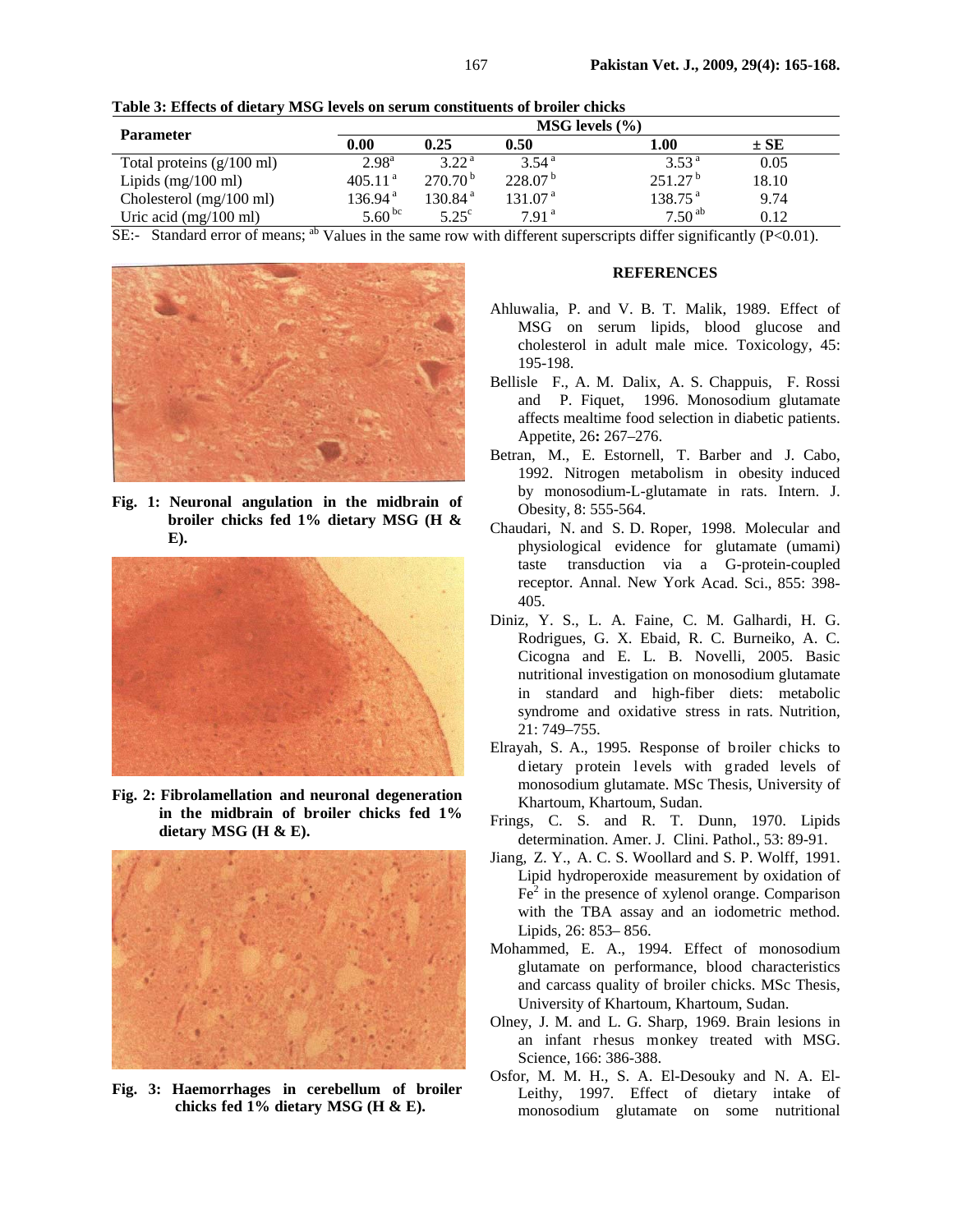**Table 3: Effects of dietary MSG levels on serum constituents of broiler chicks**

| Parameter | MSG levels (%) | | | | |
|---|---|---|---|---|---|
| | 0.00 | 0.25 | 0.50 | 1.00 | ± SE |
| Total proteins (g/100 ml) | 2.98[a] | 3.22[a] | 3.54[a] | 3.53[a] | 0.05 |
| Lipids (mg/100 ml) | 405.11[a] | 270.70[b] | 228.07[b] | 251.27[b] | 18.10 |
| Cholesterol (mg/100 ml) | 136.94[a] | 130.84[a] | 131.07[a] | 138.75[a] | 9.74 |
| Uric acid (mg/100 ml) | 5.60[bc] | 5.25[c] | 7.91[a] | 7.50[ab] | 0.12 |

SE:- Standard error of means; [ab] Values in the same row with different superscripts differ significantly (P<0.01).

**Fig. 1: Neuronal angulation in the midbrain of broiler chicks fed 1% dietary MSG (H & E).**

**Fig. 2: Fibrolamellation and neuronal degeneration in the midbrain of broiler chicks fed 1% dietary MSG (H & E).**

**Fig. 3: Haemorrhages in cerebellum of broiler chicks fed 1% dietary MSG (H & E).**

## REFERENCES

Ahluwalia, P. and V. B. T. Malik, 1989. Effect of MSG on serum lipids, blood glucose and cholesterol in adult male mice. Toxicology, 45: 195-198.

Bellisle F., A. M. Dalix, A. S. Chappuis, F. Rossi and P. Fiquet, 1996. Monosodium glutamate affects mealtime food selection in diabetic patients. Appetite, 26**:** 267–276.

Betran, M., E. Estornell, T. Barber and J. Cabo, 1992. Nitrogen metabolism in obesity induced by monosodium-L-glutamate in rats. Intern. J. Obesity, 8: 555-564.

Chaudari, N. and S. D. Roper, 1998. Molecular and physiological evidence for glutamate (umami) taste transduction via a G-protein-coupled receptor. Annal. New York Acad. Sci., 855: 398-405.

Diniz, Y. S., L. A. Faine, C. M. Galhardi, H. G. Rodrigues, G. X. Ebaid, R. C. Burneiko, A. C. Cicogna and E. L. B. Novelli, 2005. Basic nutritional investigation on monosodium glutamate in standard and high-fiber diets: metabolic syndrome and oxidative stress in rats. Nutrition, 21: 749–755.

Elrayah, S. A., 1995. Response of broiler chicks to dietary protein levels with graded levels of monosodium glutamate. MSc Thesis, University of Khartoum, Khartoum, Sudan.

Frings, C. S. and R. T. Dunn, 1970. Lipids determination. Amer. J. Clini. Pathol., 53: 89-91.

Jiang, Z. Y., A. C. S. Woollard and S. P. Wolff, 1991. Lipid hydroperoxide measurement by oxidation of $Fe^2$ in the presence of xylenol orange. Comparison with the TBA assay and an iodometric method. Lipids, 26: 853– 856.

Mohammed, E. A., 1994. Effect of monosodium glutamate on performance, blood characteristics and carcass quality of broiler chicks. MSc Thesis, University of Khartoum, Khartoum, Sudan.

Olney, J. M. and L. G. Sharp, 1969. Brain lesions in an infant rhesus monkey treated with MSG. Science, 166: 386-388.

Osfor, M. M. H., S. A. El-Desouky and N. A. El-Leithy, 1997. Effect of dietary intake of monosodium glutamate on some nutritional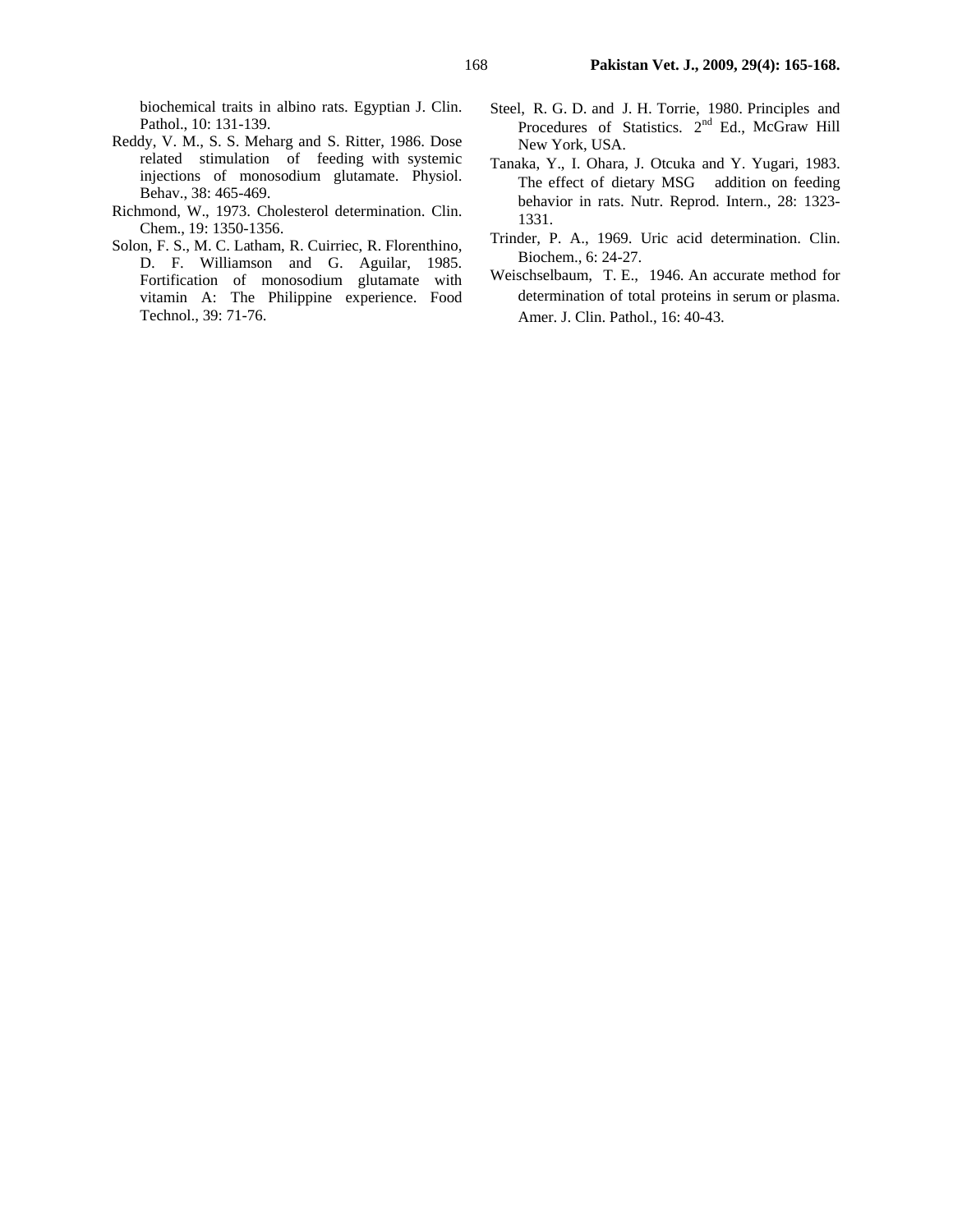biochemical traits in albino rats. Egyptian J. Clin. Pathol., 10: 131-139.

Reddy, V. M., S. S. Meharg and S. Ritter, 1986. Dose related stimulation of feeding with systemic injections of monosodium glutamate. Physiol. Behav., 38: 465-469.

Richmond, W., 1973. Cholesterol determination. Clin. Chem., 19: 1350-1356.

Solon, F. S., M. C. Latham, R. Cuirriec, R. Florenthino, D. F. Williamson and G. Aguilar, 1985. Fortification of monosodium glutamate with vitamin A: The Philippine experience. Food Technol., 39: 71-76.

Steel, R. G. D. and J. H. Torrie, 1980. Principles and Procedures of Statistics. 2nd Ed., McGraw Hill New York, USA.

Tanaka, Y., I. Ohara, J. Otcuka and Y. Yugari, 1983. The effect of dietary MSG addition on feeding behavior in rats. Nutr. Reprod. Intern., 28: 1323-1331.

Trinder, P. A., 1969. Uric acid determination. Clin. Biochem., 6: 24-27.

Weischselbaum, T. E., 1946. An accurate method for determination of total proteins in serum or plasma. Amer. J. Clin. Pathol., 16: 40-43.